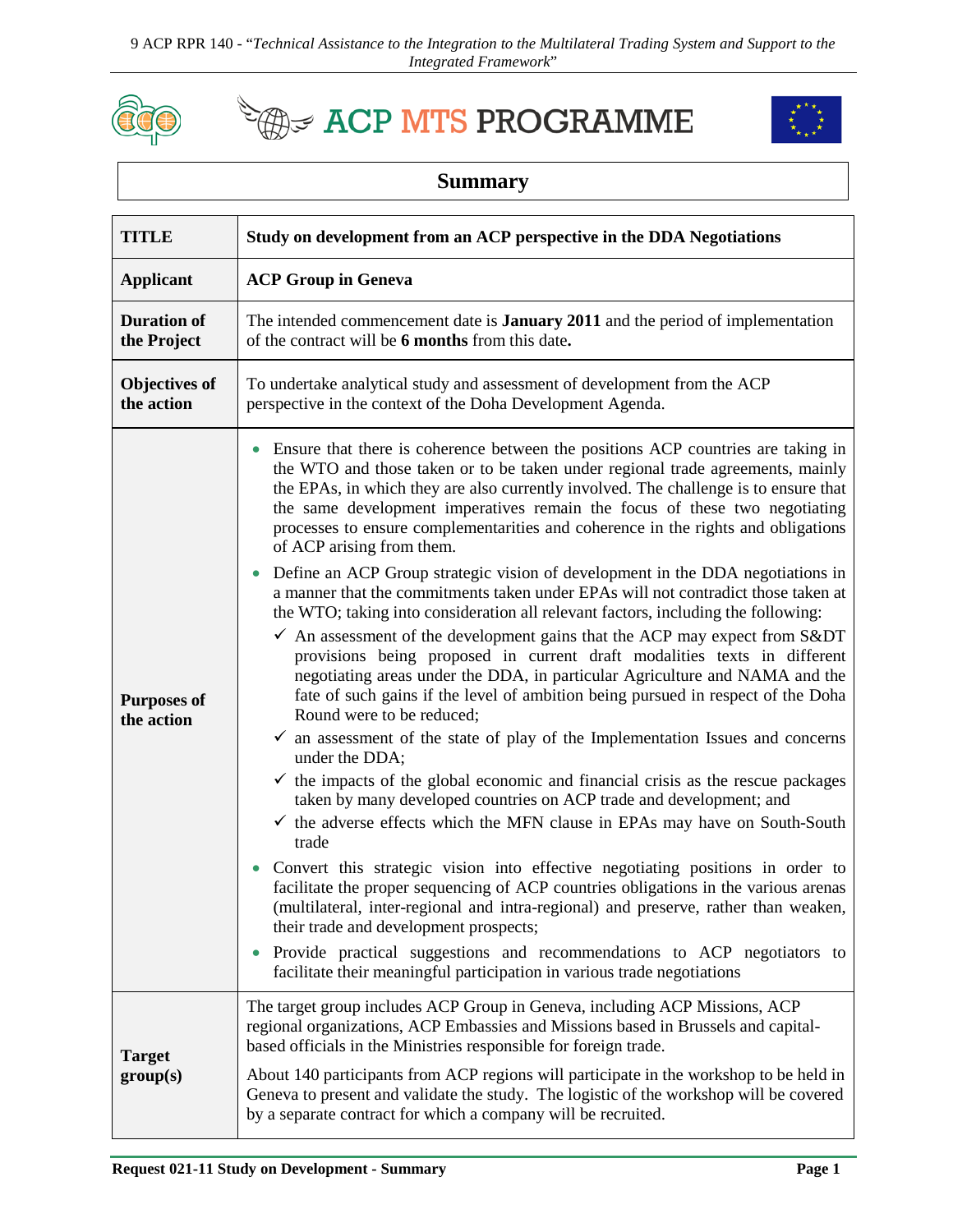ACP MTS PROGRAMME

# Summary

| | |
|---|---|
| **TITLE** | **Study on development from an ACP perspective in the DDA Negotiations** |
| **Applicant** | **ACP Group in Geneva** |
| **Duration of the Project** | The intended commencement date is **January 2011** and the period of implementation of the contract will be **6 months** from this date**.** |
| **Objectives of the action** | To undertake analytical study and assessment of development from the ACP perspective in the context of the Doha Development Agenda. |
| **Purposes of the action** | • Ensure that there is coherence between the positions ACP countries are taking in the WTO and those taken or to be taken under regional trade agreements, mainly the EPAs, in which they are also currently involved. The challenge is to ensure that the same development imperatives remain the focus of these two negotiating processes to ensure complementarities and coherence in the rights and obligations of ACP arising from them.<br>• Define an ACP Group strategic vision of development in the DDA negotiations in a manner that the commitments taken under EPAs will not contradict those taken at the WTO; taking into consideration all relevant factors, including the following:<br>✓ An assessment of the development gains that the ACP may expect from S&DT provisions being proposed in current draft modalities texts in different negotiating areas under the DDA, in particular Agriculture and NAMA and the fate of such gains if the level of ambition being pursued in respect of the Doha Round were to be reduced;<br>✓ an assessment of the state of play of the Implementation Issues and concerns under the DDA;<br>✓ the impacts of the global economic and financial crisis as the rescue packages taken by many developed countries on ACP trade and development; and<br>✓ the adverse effects which the MFN clause in EPAs may have on South-South trade<br>• Convert this strategic vision into effective negotiating positions in order to facilitate the proper sequencing of ACP countries obligations in the various arenas (multilateral, inter-regional and intra-regional) and preserve, rather than weaken, their trade and development prospects;<br>• Provide practical suggestions and recommendations to ACP negotiators to facilitate their meaningful participation in various trade negotiations |
| **Target group(s)** | The target group includes ACP Group in Geneva, including ACP Missions, ACP regional organizations, ACP Embassies and Missions based in Brussels and capital-based officials in the Ministries responsible for foreign trade.<br><br>About 140 participants from ACP regions will participate in the workshop to be held in Geneva to present and validate the study. The logistic of the workshop will be covered by a separate contract for which a company will be recruited. |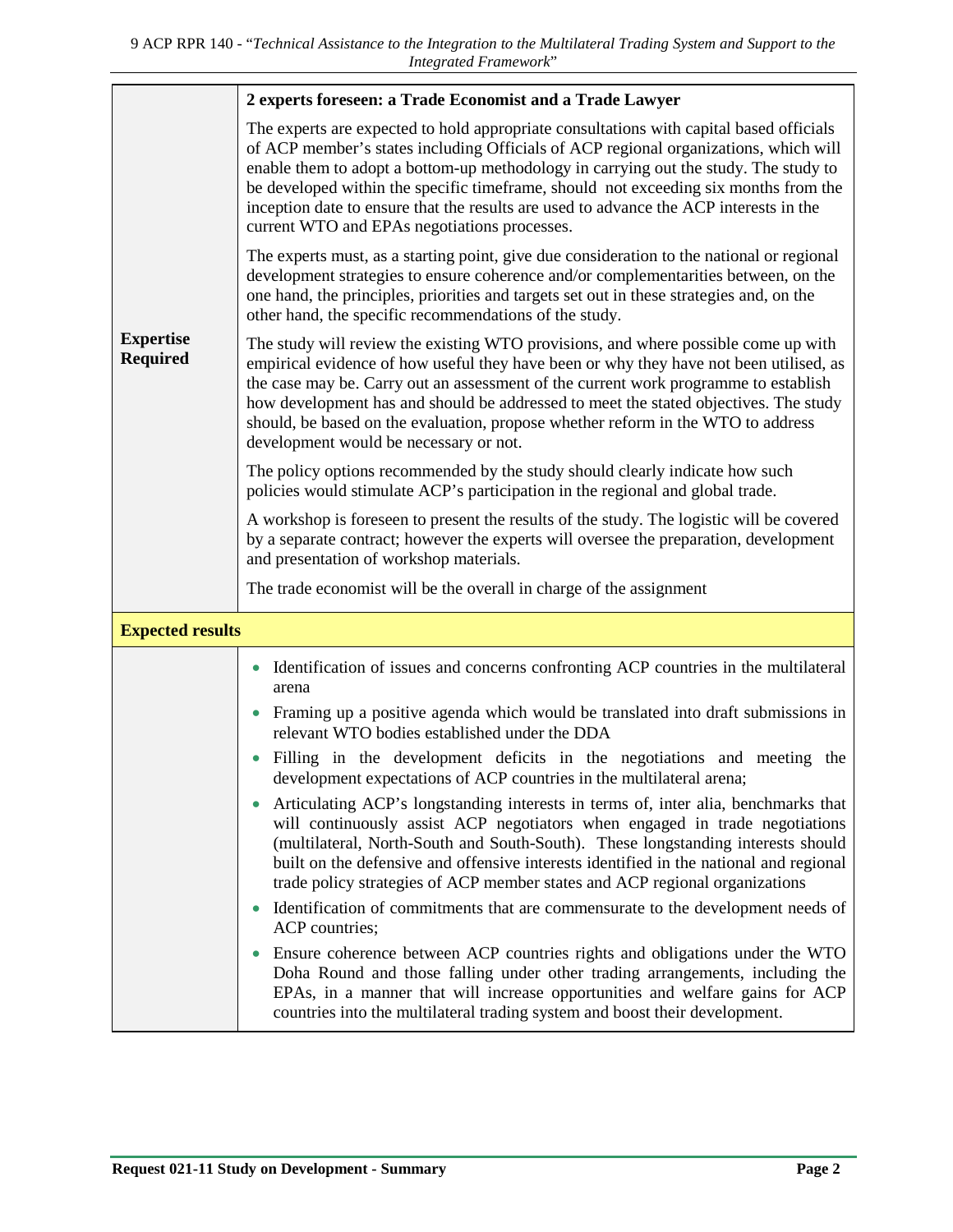| | |
|---|---|
| **Expertise Required** | **2 experts foreseen: a Trade Economist and a Trade Lawyer**<br><br>The experts are expected to hold appropriate consultations with capital based officials of ACP member's states including Officials of ACP regional organizations, which will enable them to adopt a bottom-up methodology in carrying out the study. The study to be developed within the specific timeframe, should not exceeding six months from the inception date to ensure that the results are used to advance the ACP interests in the current WTO and EPAs negotiations processes.<br><br>The experts must, as a starting point, give due consideration to the national or regional development strategies to ensure coherence and/or complementarities between, on the one hand, the principles, priorities and targets set out in these strategies and, on the other hand, the specific recommendations of the study.<br><br>The study will review the existing WTO provisions, and where possible come up with empirical evidence of how useful they have been or why they have not been utilised, as the case may be. Carry out an assessment of the current work programme to establish how development has and should be addressed to meet the stated objectives. The study should, be based on the evaluation, propose whether reform in the WTO to address development would be necessary or not.<br><br>The policy options recommended by the study should clearly indicate how such policies would stimulate ACP's participation in the regional and global trade.<br><br>A workshop is foreseen to present the results of the study. The logistic will be covered by a separate contract; however the experts will oversee the preparation, development and presentation of workshop materials.<br><br>The trade economist will be the overall in charge of the assignment |
| **Expected results** | |
| | • Identification of issues and concerns confronting ACP countries in the multilateral arena<br>• Framing up a positive agenda which would be translated into draft submissions in relevant WTO bodies established under the DDA<br>• Filling in the development deficits in the negotiations and meeting the development expectations of ACP countries in the multilateral arena;<br>• Articulating ACP's longstanding interests in terms of, inter alia, benchmarks that will continuously assist ACP negotiators when engaged in trade negotiations (multilateral, North-South and South-South). These longstanding interests should built on the defensive and offensive interests identified in the national and regional trade policy strategies of ACP member states and ACP regional organizations<br>• Identification of commitments that are commensurate to the development needs of ACP countries;<br>• Ensure coherence between ACP countries rights and obligations under the WTO Doha Round and those falling under other trading arrangements, including the EPAs, in a manner that will increase opportunities and welfare gains for ACP countries into the multilateral trading system and boost their development. |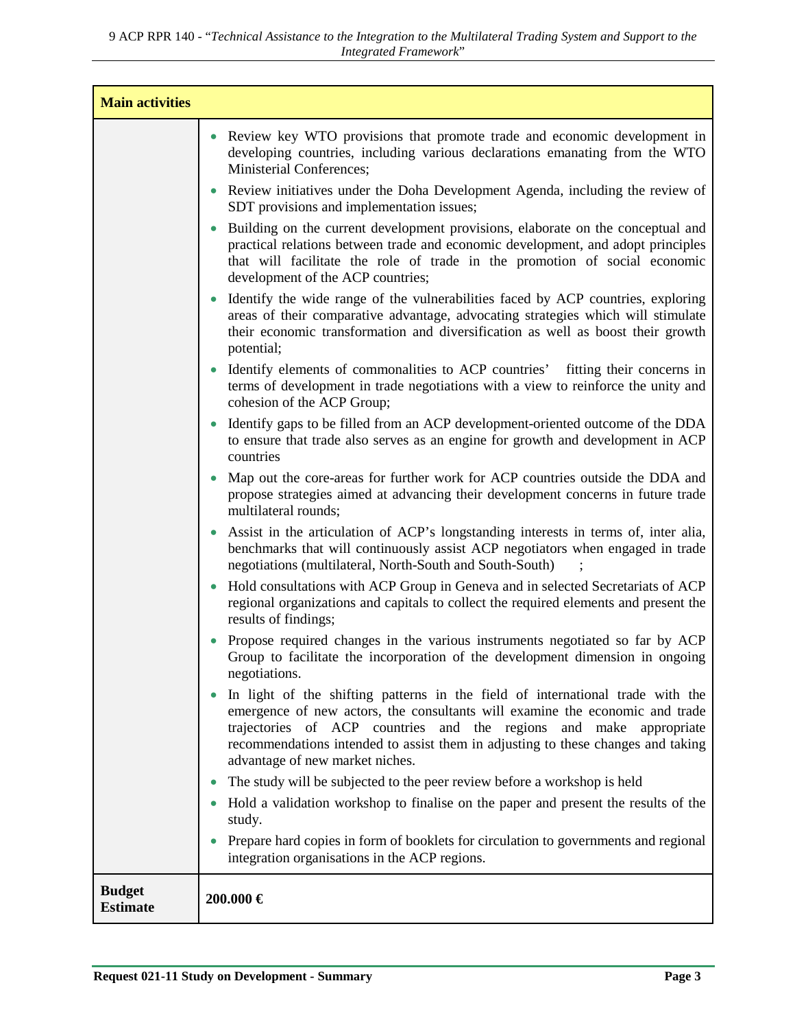| **Main activities** | |
|---|---|
| | • Review key WTO provisions that promote trade and economic development in developing countries, including various declarations emanating from the WTO Ministerial Conferences;<br>• Review initiatives under the Doha Development Agenda, including the review of SDT provisions and implementation issues;<br>• Building on the current development provisions, elaborate on the conceptual and practical relations between trade and economic development, and adopt principles that will facilitate the role of trade in the promotion of social economic development of the ACP countries;<br>• Identify the wide range of the vulnerabilities faced by ACP countries, exploring areas of their comparative advantage, advocating strategies which will stimulate their economic transformation and diversification as well as boost their growth potential;<br>• Identify elements of commonalities to ACP countries' fitting their concerns in terms of development in trade negotiations with a view to reinforce the unity and cohesion of the ACP Group;<br>• Identify gaps to be filled from an ACP development-oriented outcome of the DDA to ensure that trade also serves as an engine for growth and development in ACP countries<br>• Map out the core-areas for further work for ACP countries outside the DDA and propose strategies aimed at advancing their development concerns in future trade multilateral rounds;<br>• Assist in the articulation of ACP's longstanding interests in terms of, inter alia, benchmarks that will continuously assist ACP negotiators when engaged in trade negotiations (multilateral, North-South and South-South) ;<br>• Hold consultations with ACP Group in Geneva and in selected Secretariats of ACP regional organizations and capitals to collect the required elements and present the results of findings;<br>• Propose required changes in the various instruments negotiated so far by ACP Group to facilitate the incorporation of the development dimension in ongoing negotiations.<br>• In light of the shifting patterns in the field of international trade with the emergence of new actors, the consultants will examine the economic and trade trajectories of ACP countries and the regions and make appropriate recommendations intended to assist them in adjusting to these changes and taking advantage of new market niches.<br>• The study will be subjected to the peer review before a workshop is held<br>• Hold a validation workshop to finalise on the paper and present the results of the study.<br>• Prepare hard copies in form of booklets for circulation to governments and regional integration organisations in the ACP regions. |
| **Budget Estimate** | **200.000 €** |